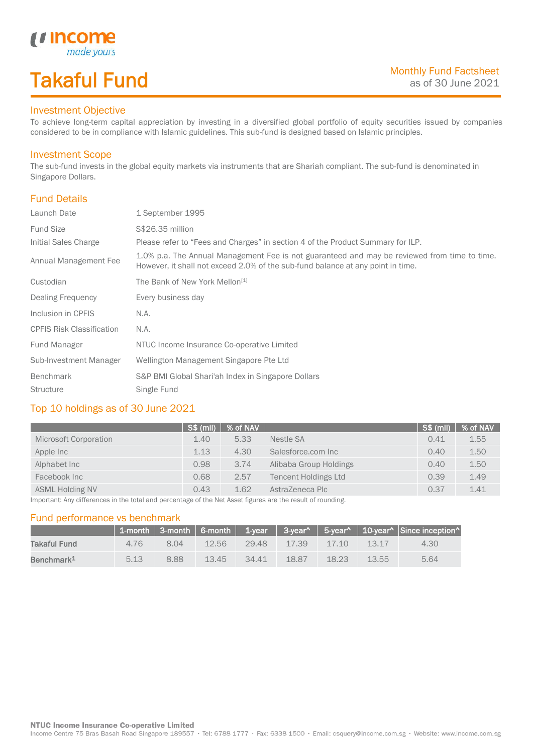# Takaful Fund

Monthly Fund Factsheet
as of 30 June 2021

## Investment Objective

To achieve long-term capital appreciation by investing in a diversified global portfolio of equity securities issued by companies considered to be in compliance with Islamic guidelines. This sub-fund is designed based on Islamic principles.

## Investment Scope

The sub-fund invests in the global equity markets via instruments that are Shariah compliant. The sub-fund is denominated in Singapore Dollars.

## Fund Details

| | |
|---|---|
| Launch Date | 1 September 1995 |
| Fund Size | S$26.35 million |
| Initial Sales Charge | Please refer to "Fees and Charges" in section 4 of the Product Summary for ILP. |
| Annual Management Fee | 1.0% p.a. The Annual Management Fee is not guaranteed and may be reviewed from time to time. However, it shall not exceed 2.0% of the sub-fund balance at any point in time. |
| Custodian | The Bank of New York Mellon[1] |
| Dealing Frequency | Every business day |
| Inclusion in CPFIS | N.A. |
| CPFIS Risk Classification | N.A. |
| Fund Manager | NTUC Income Insurance Co-operative Limited |
| Sub-Investment Manager | Wellington Management Singapore Pte Ltd |
| Benchmark | S&P BMI Global Shari'ah Index in Singapore Dollars |
| Structure | Single Fund |

## Top 10 holdings as of 30 June 2021

| | S$ (mil) | % of NAV | | S$ (mil) | % of NAV |
|---|---|---|---|---|---|
| Microsoft Corporation | 1.40 | 5.33 | Nestle SA | 0.41 | 1.55 |
| Apple Inc | 1.13 | 4.30 | Salesforce.com Inc | 0.40 | 1.50 |
| Alphabet Inc | 0.98 | 3.74 | Alibaba Group Holdings | 0.40 | 1.50 |
| Facebook Inc | 0.68 | 2.57 | Tencent Holdings Ltd | 0.39 | 1.49 |
| ASML Holding NV | 0.43 | 1.62 | AstraZeneca Plc | 0.37 | 1.41 |

Important: Any differences in the total and percentage of the Net Asset figures are the result of rounding.

## Fund performance vs benchmark

| | 1-month | 3-month | 6-month | 1-year | 3-year^ | 5-year^ | 10-year^ | Since inception^ |
|---|---|---|---|---|---|---|---|---|
| **Takaful Fund** | 4.76 | 8.04 | 12.56 | 29.48 | 17.39 | 17.10 | 13.17 | 4.30 |
| **Benchmark[1]** | 5.13 | 8.88 | 13.45 | 34.41 | 18.87 | 18.23 | 13.55 | 5.64 |

**NTUC Income Insurance Co-operative Limited**
Income Centre 75 Bras Basah Road Singapore 189557 · Tel: 6788 1777 · Fax: 6338 1500 · Email: csquery@income.com.sg · Website: www.income.com.sg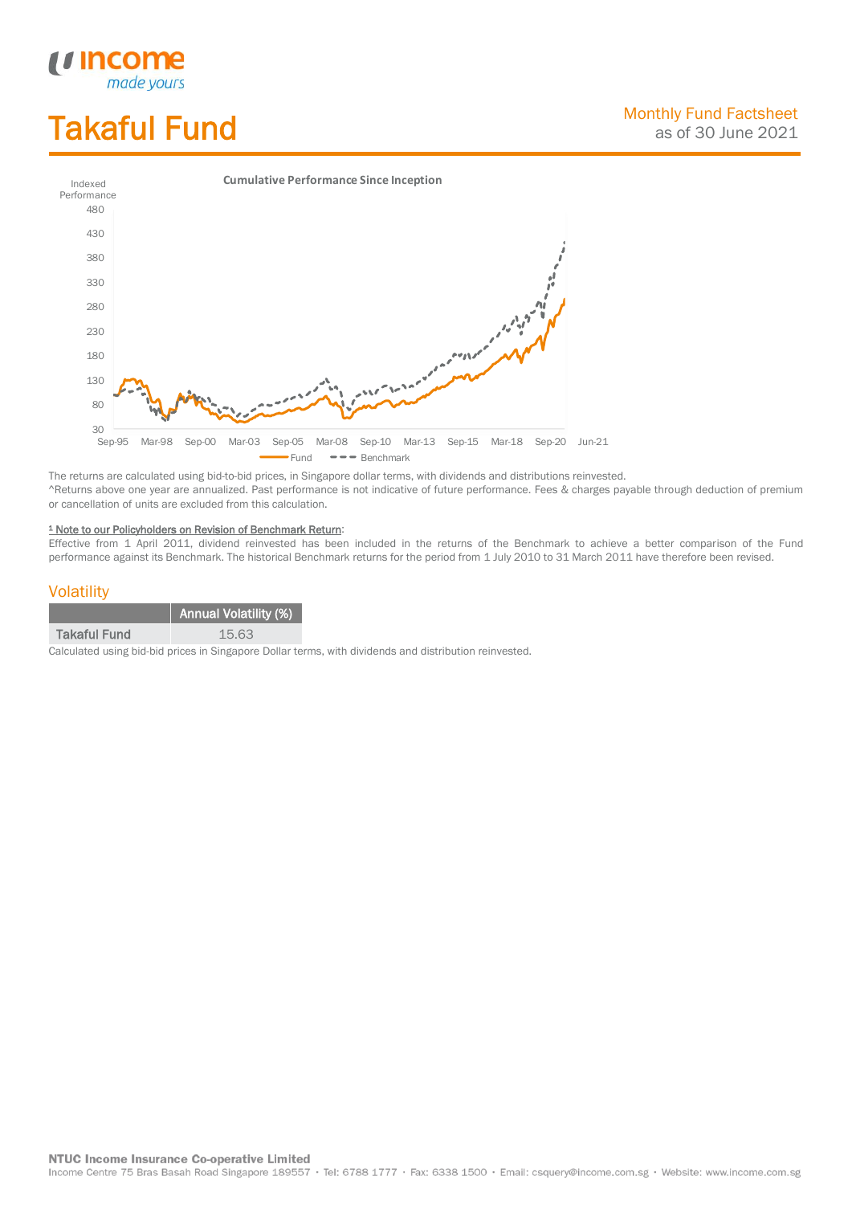# Takaful Fund

Monthly Fund Factsheet
as of 30 June 2021

**Cumulative Performance Since Inception**

Indexed Performance

480
430
380
330
280
230
180
130
80
30

Sep-95 Mar-98 Sep-00 Mar-03 Sep-05 Mar-08 Sep-10 Mar-13 Sep-15 Mar-18 Sep-20 Jun-21

Fund — Benchmark

The returns are calculated using bid-to-bid prices, in Singapore dollar terms, with dividends and distributions reinvested.
^Returns above one year are annualized. Past performance is not indicative of future performance. Fees & charges payable through deduction of premium or cancellation of units are excluded from this calculation.

[1] Note to our Policyholders on Revision of Benchmark Return:
Effective from 1 April 2011, dividend reinvested has been included in the returns of the Benchmark to achieve a better comparison of the Fund performance against its Benchmark. The historical Benchmark returns for the period from 1 July 2010 to 31 March 2011 have therefore been revised.

## Volatility

| | Annual Volatility (%) |
|---|---|
| Takaful Fund | 15.63 |

Calculated using bid-bid prices in Singapore Dollar terms, with dividends and distribution reinvested.

**NTUC Income Insurance Co-operative Limited**
Income Centre 75 Bras Basah Road Singapore 189557 · Tel: 6788 1777 · Fax: 6338 1500 · Email: csquery@income.com.sg · Website: www.income.com.sg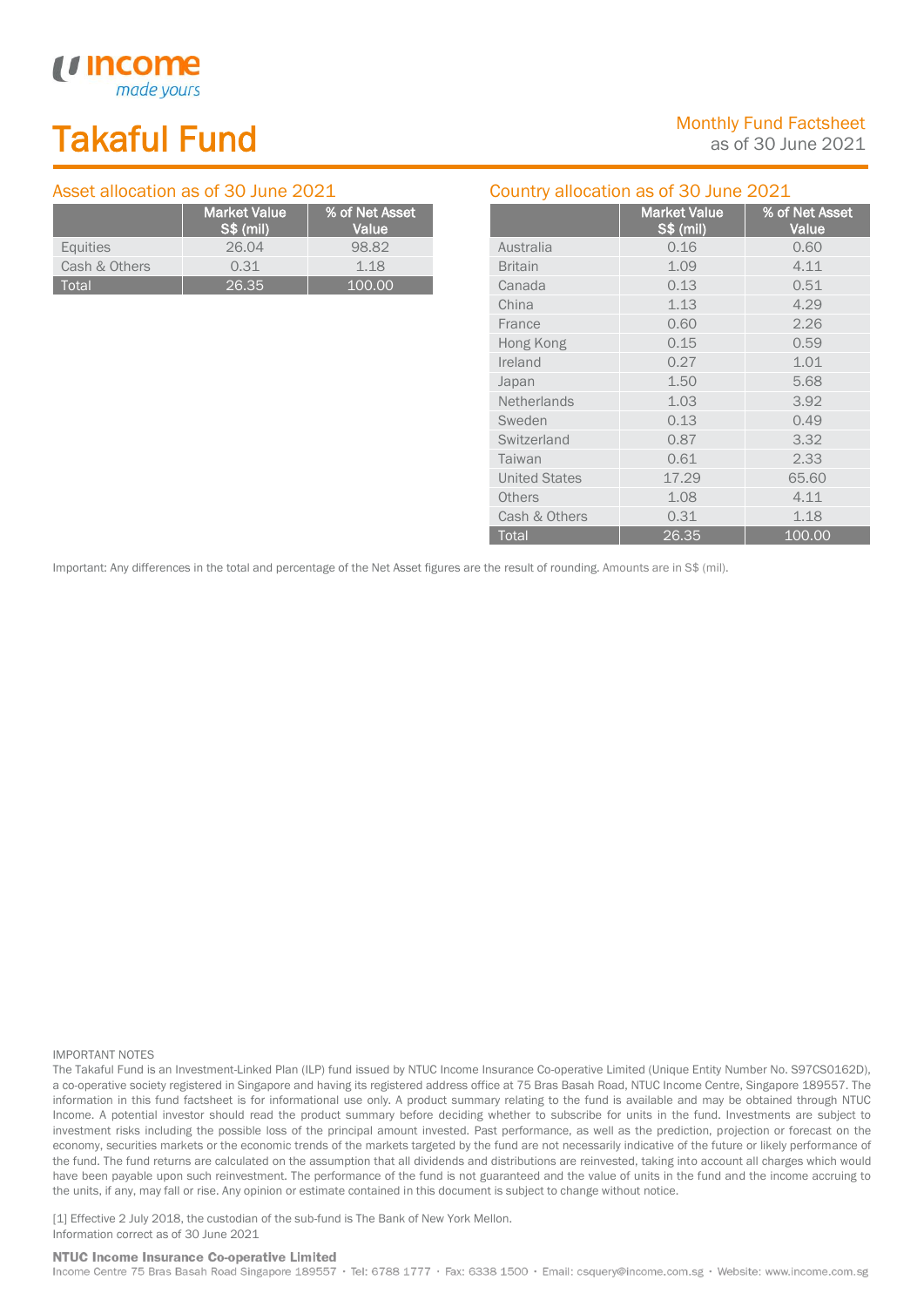# Takaful Fund

Monthly Fund Factsheet
as of 30 June 2021

## Asset allocation as of 30 June 2021

| | Market Value S$ (mil) | % of Net Asset Value |
|---|---|---|
| Equities | 26.04 | 98.82 |
| Cash & Others | 0.31 | 1.18 |
| Total | 26.35 | 100.00 |

## Country allocation as of 30 June 2021

| | Market Value S$ (mil) | % of Net Asset Value |
|---|---|---|
| Australia | 0.16 | 0.60 |
| Britain | 1.09 | 4.11 |
| Canada | 0.13 | 0.51 |
| China | 1.13 | 4.29 |
| France | 0.60 | 2.26 |
| Hong Kong | 0.15 | 0.59 |
| Ireland | 0.27 | 1.01 |
| Japan | 1.50 | 5.68 |
| Netherlands | 1.03 | 3.92 |
| Sweden | 0.13 | 0.49 |
| Switzerland | 0.87 | 3.32 |
| Taiwan | 0.61 | 2.33 |
| United States | 17.29 | 65.60 |
| Others | 1.08 | 4.11 |
| Cash & Others | 0.31 | 1.18 |
| Total | 26.35 | 100.00 |

Important: Any differences in the total and percentage of the Net Asset figures are the result of rounding. Amounts are in S$ (mil).

IMPORTANT NOTES

The Takaful Fund is an Investment-Linked Plan (ILP) fund issued by NTUC Income Insurance Co-operative Limited (Unique Entity Number No. S97CS0162D), a co-operative society registered in Singapore and having its registered address office at 75 Bras Basah Road, NTUC Income Centre, Singapore 189557. The information in this fund factsheet is for informational use only. A product summary relating to the fund is available and may be obtained through NTUC Income. A potential investor should read the product summary before deciding whether to subscribe for units in the fund. Investments are subject to investment risks including the possible loss of the principal amount invested. Past performance, as well as the prediction, projection or forecast on the economy, securities markets or the economic trends of the markets targeted by the fund are not necessarily indicative of the future or likely performance of the fund. The fund returns are calculated on the assumption that all dividends and distributions are reinvested, taking into account all charges which would have been payable upon such reinvestment. The performance of the fund is not guaranteed and the value of units in the fund and the income accruing to the units, if any, may fall or rise. Any opinion or estimate contained in this document is subject to change without notice.

[1] Effective 2 July 2018, the custodian of the sub-fund is The Bank of New York Mellon.
Information correct as of 30 June 2021

**NTUC Income Insurance Co-operative Limited**
Income Centre 75 Bras Basah Road Singapore 189557 · Tel: 6788 1777 · Fax: 6338 1500 · Email: csquery@income.com.sg · Website: www.income.com.sg